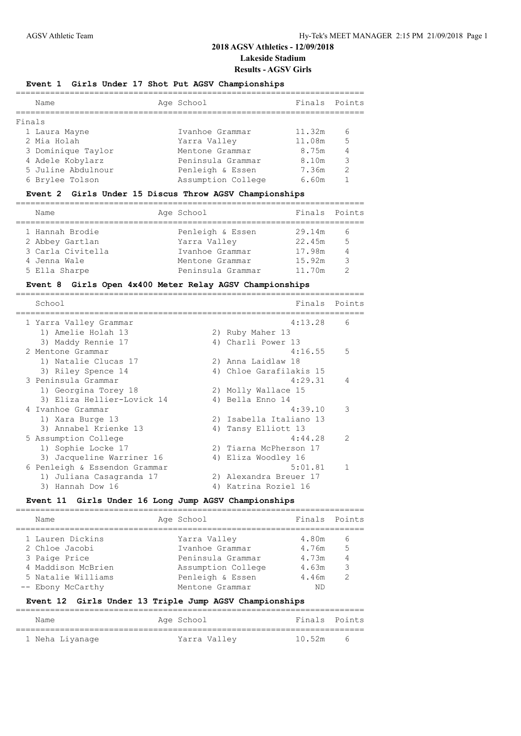# 2018 AGSV Athletics - 12/09/2018

## Lakeside Stadium

## Results - AGSV Girls

### Event 1 Girls Under 17 Shot Put AGSV Championships

**Finals**

| Name | Age | School | Finals | Points |
|---|---|---|---|---|
| 1 Laura Mayne | | Ivanhoe Grammar | 11.32m | 6 |
| 2 Mia Holah | | Yarra Valley | 11.08m | 5 |
| 3 Dominique Taylor | | Mentone Grammar | 8.75m | 4 |
| 4 Adele Kobylarz | | Peninsula Grammar | 8.10m | 3 |
| 5 Juline Abdulnour | | Penleigh & Essen | 7.36m | 2 |
| 6 Brylee Tolson | | Assumption College | 6.60m | 1 |

### Event 2 Girls Under 15 Discus Throw AGSV Championships

| Name | Age | School | Finals | Points |
|---|---|---|---|---|
| 1 Hannah Brodie | | Penleigh & Essen | 29.14m | 6 |
| 2 Abbey Gartlan | | Yarra Valley | 22.45m | 5 |
| 3 Carla Civitella | | Ivanhoe Grammar | 17.98m | 4 |
| 4 Jenna Wale | | Mentone Grammar | 15.92m | 3 |
| 5 Ella Sharpe | | Peninsula Grammar | 11.70m | 2 |

### Event 8 Girls Open 4x400 Meter Relay AGSV Championships

| School | Finals | Points |
|---|---|---|
| 1 Yarra Valley Grammar | 4:13.28 | 6 |
| 1) Amelie Holah 13; 2) Ruby Maher 13; 3) Maddy Rennie 17; 4) Charli Power 13 | | |
| 2 Mentone Grammar | 4:16.55 | 5 |
| 1) Natalie Clucas 17; 2) Anna Laidlaw 18; 3) Riley Spence 14; 4) Chloe Garafilakis 15 | | |
| 3 Peninsula Grammar | 4:29.31 | 4 |
| 1) Georgina Torey 18; 2) Molly Wallace 15; 3) Eliza Hellier-Lovick 14; 4) Bella Enno 14 | | |
| 4 Ivanhoe Grammar | 4:39.10 | 3 |
| 1) Xara Burge 13; 2) Isabella Italiano 13; 3) Annabel Krienke 13; 4) Tansy Elliott 13 | | |
| 5 Assumption College | 4:44.28 | 2 |
| 1) Sophie Locke 17; 2) Tiarna McPherson 17; 3) Jacqueline Warriner 16; 4) Eliza Woodley 16 | | |
| 6 Penleigh & Essendon Grammar | 5:01.81 | 1 |
| 1) Juliana Casagranda 17; 2) Alexandra Breuer 17; 3) Hannah Dow 16; 4) Katrina Roziel 16 | | |

### Event 11 Girls Under 16 Long Jump AGSV Championships

| Name | Age | School | Finals | Points |
|---|---|---|---|---|
| 1 Lauren Dickins | | Yarra Valley | 4.80m | 6 |
| 2 Chloe Jacobi | | Ivanhoe Grammar | 4.76m | 5 |
| 3 Paige Price | | Peninsula Grammar | 4.73m | 4 |
| 4 Maddison McBrien | | Assumption College | 4.63m | 3 |
| 5 Natalie Williams | | Penleigh & Essen | 4.46m | 2 |
| -- Ebony McCarthy | | Mentone Grammar | ND | |

### Event 12 Girls Under 13 Triple Jump AGSV Championships

| Name | Age | School | Finals | Points |
|---|---|---|---|---|
| 1 Neha Liyanage | | Yarra Valley | 10.52m | 6 |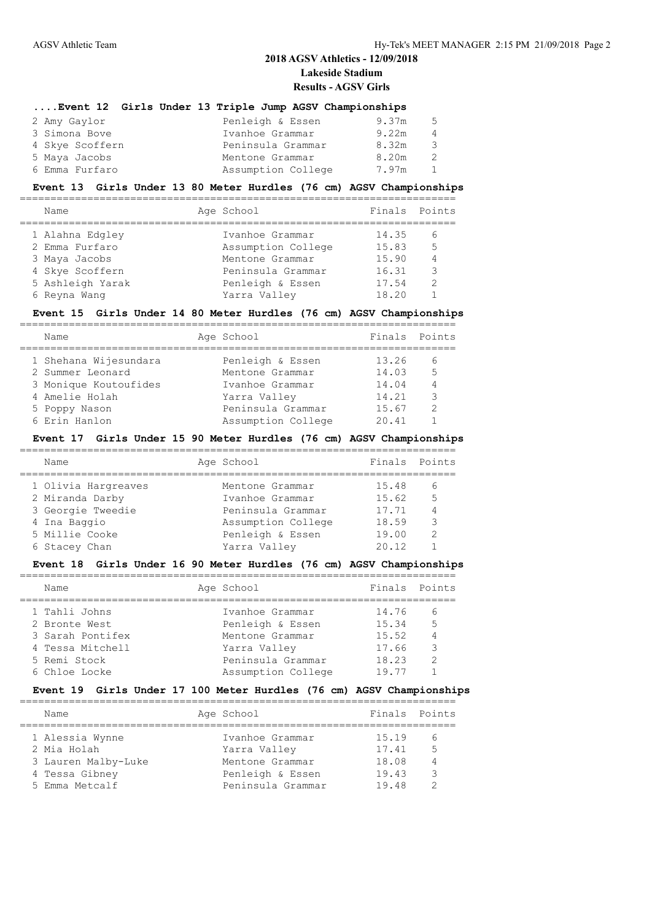## 2018 AGSV Athletics - 12/09/2018

**Lakeside Stadium**

**Results - AGSV Girls**

### ....Event 12 Girls Under 13 Triple Jump AGSV Championships

| Name | Age | School | Finals | Points |
|---|---|---|---|---|
| 2 Amy Gaylor | | Penleigh & Essen | 9.37m | 5 |
| 3 Simona Bove | | Ivanhoe Grammar | 9.22m | 4 |
| 4 Skye Scoffern | | Peninsula Grammar | 8.32m | 3 |
| 5 Maya Jacobs | | Mentone Grammar | 8.20m | 2 |
| 6 Emma Furfaro | | Assumption College | 7.97m | 1 |

### Event 13 Girls Under 13 80 Meter Hurdles (76 cm) AGSV Championships

| Name | Age | School | Finals | Points |
|---|---|---|---|---|
| 1 Alahna Edgley | | Ivanhoe Grammar | 14.35 | 6 |
| 2 Emma Furfaro | | Assumption College | 15.83 | 5 |
| 3 Maya Jacobs | | Mentone Grammar | 15.90 | 4 |
| 4 Skye Scoffern | | Peninsula Grammar | 16.31 | 3 |
| 5 Ashleigh Yarak | | Penleigh & Essen | 17.54 | 2 |
| 6 Reyna Wang | | Yarra Valley | 18.20 | 1 |

### Event 15 Girls Under 14 80 Meter Hurdles (76 cm) AGSV Championships

| Name | Age | School | Finals | Points |
|---|---|---|---|---|
| 1 Shehana Wijesundara | | Penleigh & Essen | 13.26 | 6 |
| 2 Summer Leonard | | Mentone Grammar | 14.03 | 5 |
| 3 Monique Koutoufides | | Ivanhoe Grammar | 14.04 | 4 |
| 4 Amelie Holah | | Yarra Valley | 14.21 | 3 |
| 5 Poppy Nason | | Peninsula Grammar | 15.67 | 2 |
| 6 Erin Hanlon | | Assumption College | 20.41 | 1 |

### Event 17 Girls Under 15 90 Meter Hurdles (76 cm) AGSV Championships

| Name | Age | School | Finals | Points |
|---|---|---|---|---|
| 1 Olivia Hargreaves | | Mentone Grammar | 15.48 | 6 |
| 2 Miranda Darby | | Ivanhoe Grammar | 15.62 | 5 |
| 3 Georgie Tweedie | | Peninsula Grammar | 17.71 | 4 |
| 4 Ina Baggio | | Assumption College | 18.59 | 3 |
| 5 Millie Cooke | | Penleigh & Essen | 19.00 | 2 |
| 6 Stacey Chan | | Yarra Valley | 20.12 | 1 |

### Event 18 Girls Under 16 90 Meter Hurdles (76 cm) AGSV Championships

| Name | Age | School | Finals | Points |
|---|---|---|---|---|
| 1 Tahli Johns | | Ivanhoe Grammar | 14.76 | 6 |
| 2 Bronte West | | Penleigh & Essen | 15.34 | 5 |
| 3 Sarah Pontifex | | Mentone Grammar | 15.52 | 4 |
| 4 Tessa Mitchell | | Yarra Valley | 17.66 | 3 |
| 5 Remi Stock | | Peninsula Grammar | 18.23 | 2 |
| 6 Chloe Locke | | Assumption College | 19.77 | 1 |

### Event 19 Girls Under 17 100 Meter Hurdles (76 cm) AGSV Championships

| Name | Age | School | Finals | Points |
|---|---|---|---|---|
| 1 Alessia Wynne | | Ivanhoe Grammar | 15.19 | 6 |
| 2 Mia Holah | | Yarra Valley | 17.41 | 5 |
| 3 Lauren Malby-Luke | | Mentone Grammar | 18.08 | 4 |
| 4 Tessa Gibney | | Penleigh & Essen | 19.43 | 3 |
| 5 Emma Metcalf | | Peninsula Grammar | 19.48 | 2 |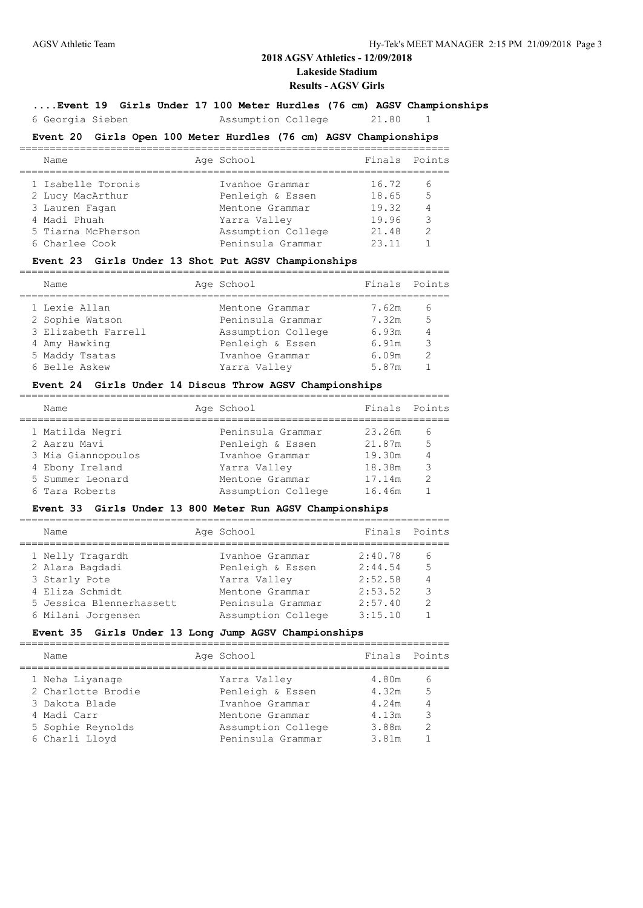# 2018 AGSV Athletics - 12/09/2018

**Lakeside Stadium**

**Results - AGSV Girls**

### ....Event 19 Girls Under 17 100 Meter Hurdles (76 cm) AGSV Championships

| Name | Age School | Finals | Points |
|---|---|---|---|
| 6 Georgia Sieben | Assumption College | 21.80 | 1 |

### Event 20 Girls Open 100 Meter Hurdles (76 cm) AGSV Championships

| Name | Age School | Finals | Points |
|---|---|---|---|
| 1 Isabelle Toronis | Ivanhoe Grammar | 16.72 | 6 |
| 2 Lucy MacArthur | Penleigh & Essen | 18.65 | 5 |
| 3 Lauren Fagan | Mentone Grammar | 19.32 | 4 |
| 4 Madi Phuah | Yarra Valley | 19.96 | 3 |
| 5 Tiarna McPherson | Assumption College | 21.48 | 2 |
| 6 Charlee Cook | Peninsula Grammar | 23.11 | 1 |

### Event 23 Girls Under 13 Shot Put AGSV Championships

| Name | Age School | Finals | Points |
|---|---|---|---|
| 1 Lexie Allan | Mentone Grammar | 7.62m | 6 |
| 2 Sophie Watson | Peninsula Grammar | 7.32m | 5 |
| 3 Elizabeth Farrell | Assumption College | 6.93m | 4 |
| 4 Amy Hawking | Penleigh & Essen | 6.91m | 3 |
| 5 Maddy Tsatas | Ivanhoe Grammar | 6.09m | 2 |
| 6 Belle Askew | Yarra Valley | 5.87m | 1 |

### Event 24 Girls Under 14 Discus Throw AGSV Championships

| Name | Age School | Finals | Points |
|---|---|---|---|
| 1 Matilda Negri | Peninsula Grammar | 23.26m | 6 |
| 2 Aarzu Mavi | Penleigh & Essen | 21.87m | 5 |
| 3 Mia Giannopoulos | Ivanhoe Grammar | 19.30m | 4 |
| 4 Ebony Ireland | Yarra Valley | 18.38m | 3 |
| 5 Summer Leonard | Mentone Grammar | 17.14m | 2 |
| 6 Tara Roberts | Assumption College | 16.46m | 1 |

### Event 33 Girls Under 13 800 Meter Run AGSV Championships

| Name | Age School | Finals | Points |
|---|---|---|---|
| 1 Nelly Tragardh | Ivanhoe Grammar | 2:40.78 | 6 |
| 2 Alara Bagdadi | Penleigh & Essen | 2:44.54 | 5 |
| 3 Starly Pote | Yarra Valley | 2:52.58 | 4 |
| 4 Eliza Schmidt | Mentone Grammar | 2:53.52 | 3 |
| 5 Jessica Blennerhassett | Peninsula Grammar | 2:57.40 | 2 |
| 6 Milani Jorgensen | Assumption College | 3:15.10 | 1 |

### Event 35 Girls Under 13 Long Jump AGSV Championships

| Name | Age School | Finals | Points |
|---|---|---|---|
| 1 Neha Liyanage | Yarra Valley | 4.80m | 6 |
| 2 Charlotte Brodie | Penleigh & Essen | 4.32m | 5 |
| 3 Dakota Blade | Ivanhoe Grammar | 4.24m | 4 |
| 4 Madi Carr | Mentone Grammar | 4.13m | 3 |
| 5 Sophie Reynolds | Assumption College | 3.88m | 2 |
| 6 Charli Lloyd | Peninsula Grammar | 3.81m | 1 |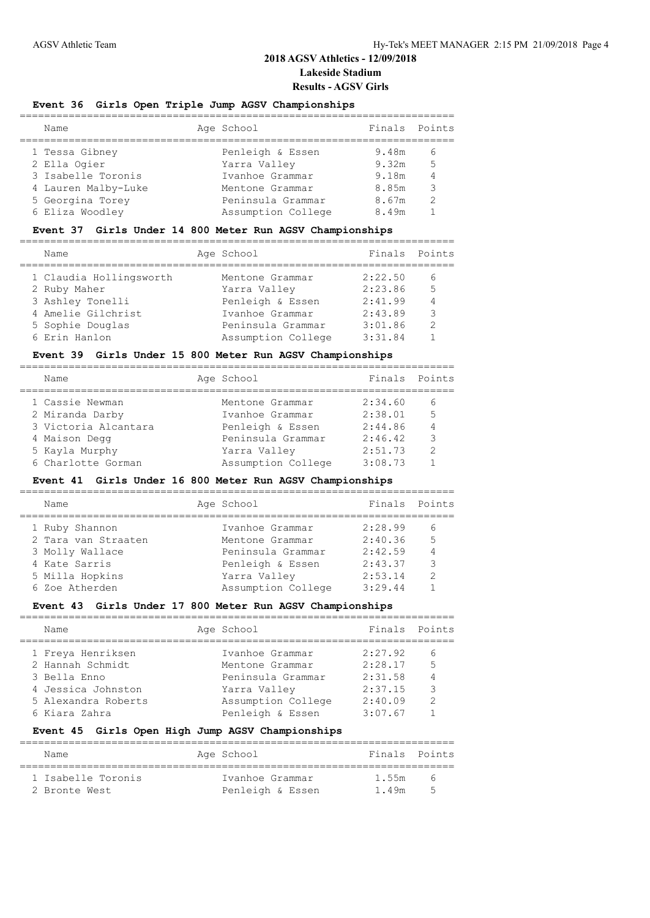# 2018 AGSV Athletics - 12/09/2018

## Lakeside Stadium

## Results - AGSV Girls

### Event 36 Girls Open Triple Jump AGSV Championships

| Name | Age | School | Finals | Points |
|---|---|---|---|---|
| 1 Tessa Gibney | | Penleigh & Essen | 9.48m | 6 |
| 2 Ella Ogier | | Yarra Valley | 9.32m | 5 |
| 3 Isabelle Toronis | | Ivanhoe Grammar | 9.18m | 4 |
| 4 Lauren Malby-Luke | | Mentone Grammar | 8.85m | 3 |
| 5 Georgina Torey | | Peninsula Grammar | 8.67m | 2 |
| 6 Eliza Woodley | | Assumption College | 8.49m | 1 |

### Event 37 Girls Under 14 800 Meter Run AGSV Championships

| Name | Age | School | Finals | Points |
|---|---|---|---|---|
| 1 Claudia Hollingsworth | | Mentone Grammar | 2:22.50 | 6 |
| 2 Ruby Maher | | Yarra Valley | 2:23.86 | 5 |
| 3 Ashley Tonelli | | Penleigh & Essen | 2:41.99 | 4 |
| 4 Amelie Gilchrist | | Ivanhoe Grammar | 2:43.89 | 3 |
| 5 Sophie Douglas | | Peninsula Grammar | 3:01.86 | 2 |
| 6 Erin Hanlon | | Assumption College | 3:31.84 | 1 |

### Event 39 Girls Under 15 800 Meter Run AGSV Championships

| Name | Age | School | Finals | Points |
|---|---|---|---|---|
| 1 Cassie Newman | | Mentone Grammar | 2:34.60 | 6 |
| 2 Miranda Darby | | Ivanhoe Grammar | 2:38.01 | 5 |
| 3 Victoria Alcantara | | Penleigh & Essen | 2:44.86 | 4 |
| 4 Maison Degg | | Peninsula Grammar | 2:46.42 | 3 |
| 5 Kayla Murphy | | Yarra Valley | 2:51.73 | 2 |
| 6 Charlotte Gorman | | Assumption College | 3:08.73 | 1 |

### Event 41 Girls Under 16 800 Meter Run AGSV Championships

| Name | Age | School | Finals | Points |
|---|---|---|---|---|
| 1 Ruby Shannon | | Ivanhoe Grammar | 2:28.99 | 6 |
| 2 Tara van Straaten | | Mentone Grammar | 2:40.36 | 5 |
| 3 Molly Wallace | | Peninsula Grammar | 2:42.59 | 4 |
| 4 Kate Sarris | | Penleigh & Essen | 2:43.37 | 3 |
| 5 Milla Hopkins | | Yarra Valley | 2:53.14 | 2 |
| 6 Zoe Atherden | | Assumption College | 3:29.44 | 1 |

### Event 43 Girls Under 17 800 Meter Run AGSV Championships

| Name | Age | School | Finals | Points |
|---|---|---|---|---|
| 1 Freya Henriksen | | Ivanhoe Grammar | 2:27.92 | 6 |
| 2 Hannah Schmidt | | Mentone Grammar | 2:28.17 | 5 |
| 3 Bella Enno | | Peninsula Grammar | 2:31.58 | 4 |
| 4 Jessica Johnston | | Yarra Valley | 2:37.15 | 3 |
| 5 Alexandra Roberts | | Assumption College | 2:40.09 | 2 |
| 6 Kiara Zahra | | Penleigh & Essen | 3:07.67 | 1 |

### Event 45 Girls Open High Jump AGSV Championships

| Name | Age | School | Finals | Points |
|---|---|---|---|---|
| 1 Isabelle Toronis | | Ivanhoe Grammar | 1.55m | 6 |
| 2 Bronte West | | Penleigh & Essen | 1.49m | 5 |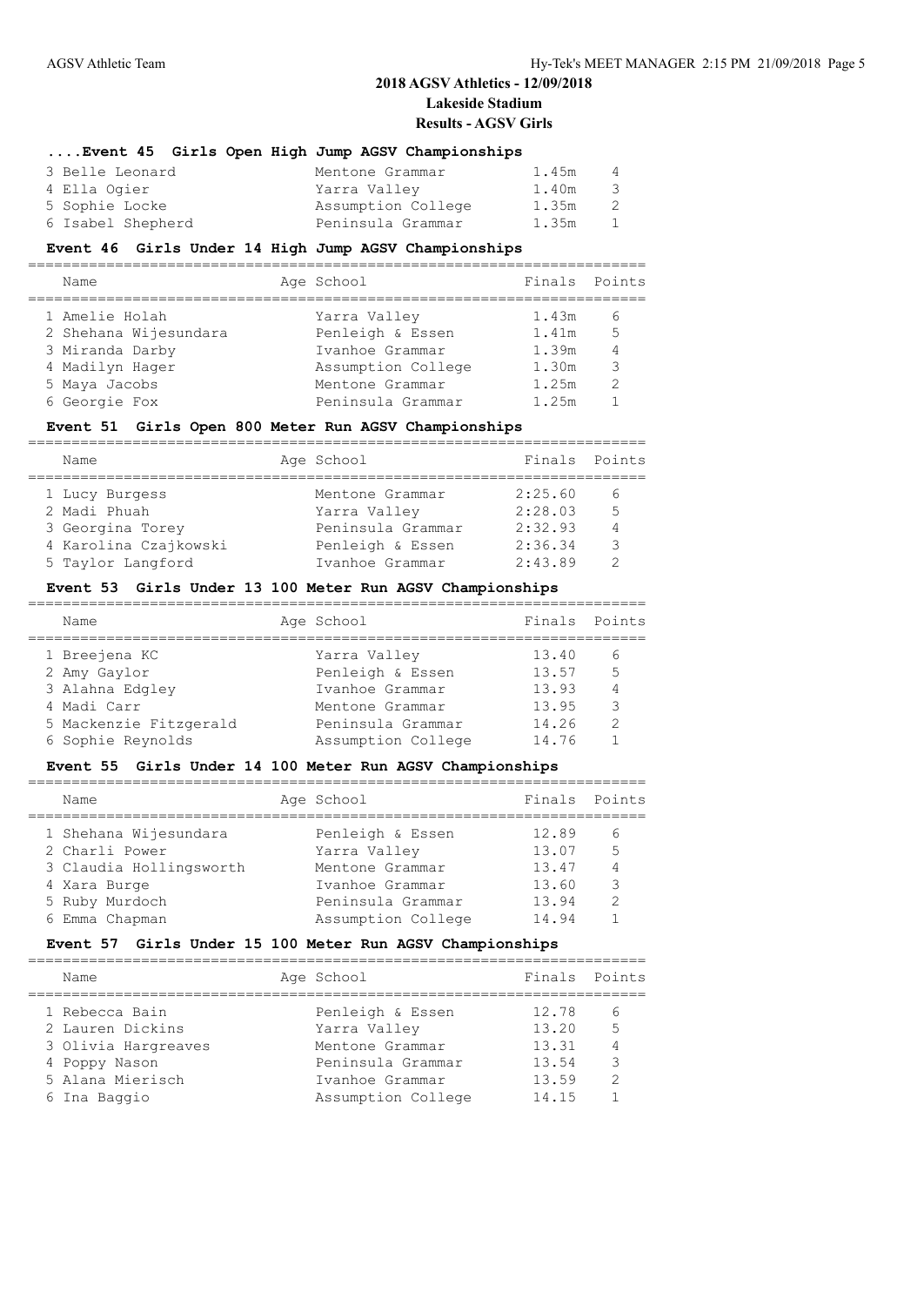## 2018 AGSV Athletics - 12/09/2018

**Lakeside Stadium**

**Results - AGSV Girls**

### ....Event 45 Girls Open High Jump AGSV Championships

| Name | Age | School | Finals | Points |
|---|---|---|---|---|
| 3 Belle Leonard | | Mentone Grammar | 1.45m | 4 |
| 4 Ella Ogier | | Yarra Valley | 1.40m | 3 |
| 5 Sophie Locke | | Assumption College | 1.35m | 2 |
| 6 Isabel Shepherd | | Peninsula Grammar | 1.35m | 1 |

### Event 46 Girls Under 14 High Jump AGSV Championships

| Name | Age | School | Finals | Points |
|---|---|---|---|---|
| 1 Amelie Holah | | Yarra Valley | 1.43m | 6 |
| 2 Shehana Wijesundara | | Penleigh & Essen | 1.41m | 5 |
| 3 Miranda Darby | | Ivanhoe Grammar | 1.39m | 4 |
| 4 Madilyn Hager | | Assumption College | 1.30m | 3 |
| 5 Maya Jacobs | | Mentone Grammar | 1.25m | 2 |
| 6 Georgie Fox | | Peninsula Grammar | 1.25m | 1 |

### Event 51 Girls Open 800 Meter Run AGSV Championships

| Name | Age | School | Finals | Points |
|---|---|---|---|---|
| 1 Lucy Burgess | | Mentone Grammar | 2:25.60 | 6 |
| 2 Madi Phuah | | Yarra Valley | 2:28.03 | 5 |
| 3 Georgina Torey | | Peninsula Grammar | 2:32.93 | 4 |
| 4 Karolina Czajkowski | | Penleigh & Essen | 2:36.34 | 3 |
| 5 Taylor Langford | | Ivanhoe Grammar | 2:43.89 | 2 |

### Event 53 Girls Under 13 100 Meter Run AGSV Championships

| Name | Age | School | Finals | Points |
|---|---|---|---|---|
| 1 Breejena KC | | Yarra Valley | 13.40 | 6 |
| 2 Amy Gaylor | | Penleigh & Essen | 13.57 | 5 |
| 3 Alahna Edgley | | Ivanhoe Grammar | 13.93 | 4 |
| 4 Madi Carr | | Mentone Grammar | 13.95 | 3 |
| 5 Mackenzie Fitzgerald | | Peninsula Grammar | 14.26 | 2 |
| 6 Sophie Reynolds | | Assumption College | 14.76 | 1 |

### Event 55 Girls Under 14 100 Meter Run AGSV Championships

| Name | Age | School | Finals | Points |
|---|---|---|---|---|
| 1 Shehana Wijesundara | | Penleigh & Essen | 12.89 | 6 |
| 2 Charli Power | | Yarra Valley | 13.07 | 5 |
| 3 Claudia Hollingsworth | | Mentone Grammar | 13.47 | 4 |
| 4 Xara Burge | | Ivanhoe Grammar | 13.60 | 3 |
| 5 Ruby Murdoch | | Peninsula Grammar | 13.94 | 2 |
| 6 Emma Chapman | | Assumption College | 14.94 | 1 |

### Event 57 Girls Under 15 100 Meter Run AGSV Championships

| Name | Age | School | Finals | Points |
|---|---|---|---|---|
| 1 Rebecca Bain | | Penleigh & Essen | 12.78 | 6 |
| 2 Lauren Dickins | | Yarra Valley | 13.20 | 5 |
| 3 Olivia Hargreaves | | Mentone Grammar | 13.31 | 4 |
| 4 Poppy Nason | | Peninsula Grammar | 13.54 | 3 |
| 5 Alana Mierisch | | Ivanhoe Grammar | 13.59 | 2 |
| 6 Ina Baggio | | Assumption College | 14.15 | 1 |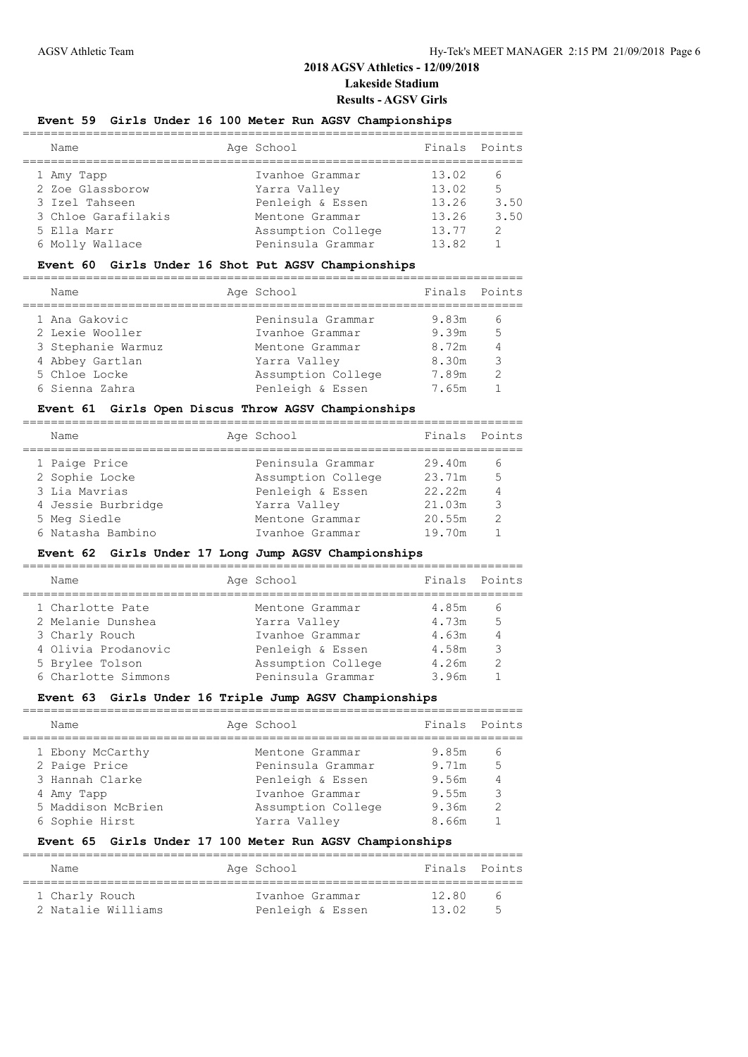## 2018 AGSV Athletics - 12/09/2018
## Lakeside Stadium
## Results - AGSV Girls

### Event 59 Girls Under 16 100 Meter Run AGSV Championships

| | Name | Age | School | Finals | Points |
|---|---|---|---|---|---|
| 1 | Amy Tapp | | Ivanhoe Grammar | 13.02 | 6 |
| 2 | Zoe Glassborow | | Yarra Valley | 13.02 | 5 |
| 3 | Izel Tahseen | | Penleigh & Essen | 13.26 | 3.50 |
| 3 | Chloe Garafilakis | | Mentone Grammar | 13.26 | 3.50 |
| 5 | Ella Marr | | Assumption College | 13.77 | 2 |
| 6 | Molly Wallace | | Peninsula Grammar | 13.82 | 1 |

### Event 60 Girls Under 16 Shot Put AGSV Championships

| | Name | Age | School | Finals | Points |
|---|---|---|---|---|---|
| 1 | Ana Gakovic | | Peninsula Grammar | 9.83m | 6 |
| 2 | Lexie Wooller | | Ivanhoe Grammar | 9.39m | 5 |
| 3 | Stephanie Warmuz | | Mentone Grammar | 8.72m | 4 |
| 4 | Abbey Gartlan | | Yarra Valley | 8.30m | 3 |
| 5 | Chloe Locke | | Assumption College | 7.89m | 2 |
| 6 | Sienna Zahra | | Penleigh & Essen | 7.65m | 1 |

### Event 61 Girls Open Discus Throw AGSV Championships

| | Name | Age | School | Finals | Points |
|---|---|---|---|---|---|
| 1 | Paige Price | | Peninsula Grammar | 29.40m | 6 |
| 2 | Sophie Locke | | Assumption College | 23.71m | 5 |
| 3 | Lia Mavrias | | Penleigh & Essen | 22.22m | 4 |
| 4 | Jessie Burbridge | | Yarra Valley | 21.03m | 3 |
| 5 | Meg Siedle | | Mentone Grammar | 20.55m | 2 |
| 6 | Natasha Bambino | | Ivanhoe Grammar | 19.70m | 1 |

### Event 62 Girls Under 17 Long Jump AGSV Championships

| | Name | Age | School | Finals | Points |
|---|---|---|---|---|---|
| 1 | Charlotte Pate | | Mentone Grammar | 4.85m | 6 |
| 2 | Melanie Dunshea | | Yarra Valley | 4.73m | 5 |
| 3 | Charly Rouch | | Ivanhoe Grammar | 4.63m | 4 |
| 4 | Olivia Prodanovic | | Penleigh & Essen | 4.58m | 3 |
| 5 | Brylee Tolson | | Assumption College | 4.26m | 2 |
| 6 | Charlotte Simmons | | Peninsula Grammar | 3.96m | 1 |

### Event 63 Girls Under 16 Triple Jump AGSV Championships

| | Name | Age | School | Finals | Points |
|---|---|---|---|---|---|
| 1 | Ebony McCarthy | | Mentone Grammar | 9.85m | 6 |
| 2 | Paige Price | | Peninsula Grammar | 9.71m | 5 |
| 3 | Hannah Clarke | | Penleigh & Essen | 9.56m | 4 |
| 4 | Amy Tapp | | Ivanhoe Grammar | 9.55m | 3 |
| 5 | Maddison McBrien | | Assumption College | 9.36m | 2 |
| 6 | Sophie Hirst | | Yarra Valley | 8.66m | 1 |

### Event 65 Girls Under 17 100 Meter Run AGSV Championships

| | Name | Age | School | Finals | Points |
|---|---|---|---|---|---|
| 1 | Charly Rouch | | Ivanhoe Grammar | 12.80 | 6 |
| 2 | Natalie Williams | | Penleigh & Essen | 13.02 | 5 |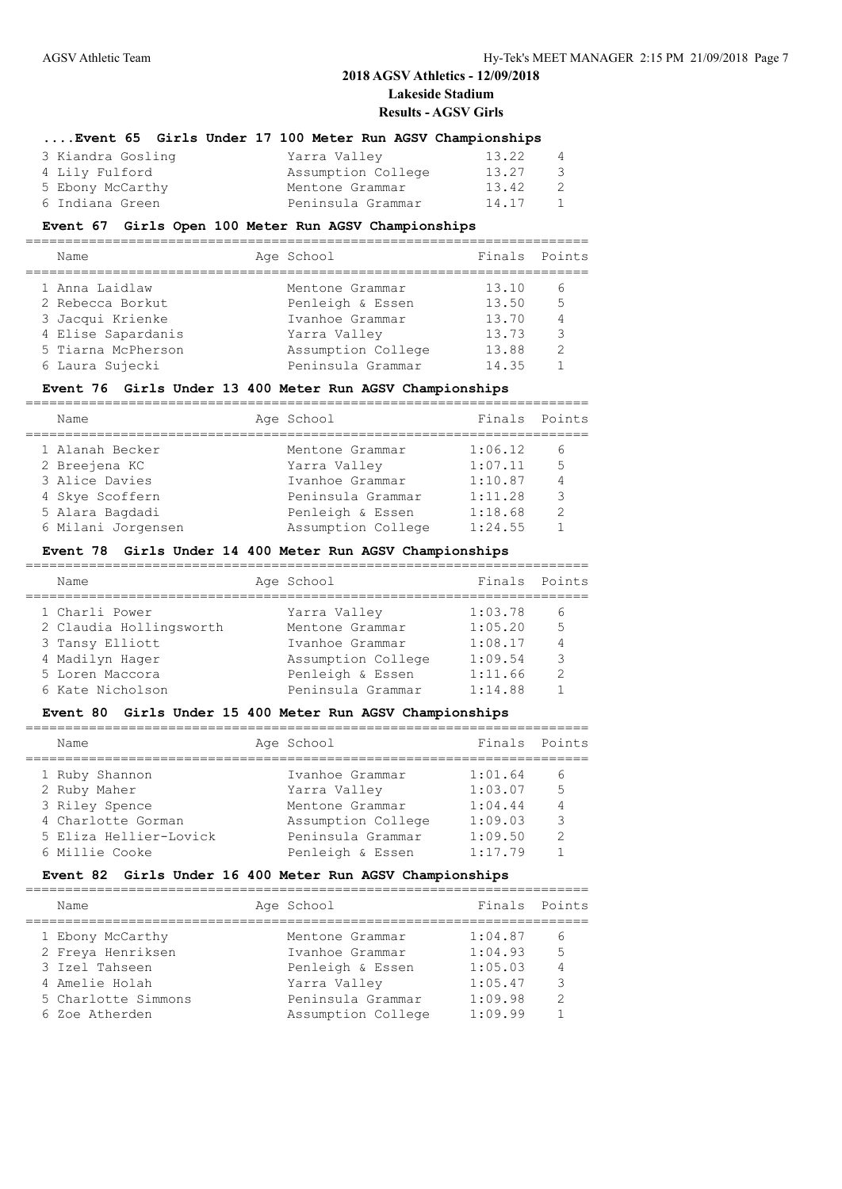# 2018 AGSV Athletics - 12/09/2018

## Lakeside Stadium

## Results - AGSV Girls

### ....Event 65 Girls Under 17 100 Meter Run AGSV Championships

| Name | Age | School | Finals | Points |
|---|---|---|---|---|
| 3 Kiandra Gosling | | Yarra Valley | 13.22 | 4 |
| 4 Lily Fulford | | Assumption College | 13.27 | 3 |
| 5 Ebony McCarthy | | Mentone Grammar | 13.42 | 2 |
| 6 Indiana Green | | Peninsula Grammar | 14.17 | 1 |

### Event 67 Girls Open 100 Meter Run AGSV Championships

| Name | Age | School | Finals | Points |
|---|---|---|---|---|
| 1 Anna Laidlaw | | Mentone Grammar | 13.10 | 6 |
| 2 Rebecca Borkut | | Penleigh & Essen | 13.50 | 5 |
| 3 Jacqui Krienke | | Ivanhoe Grammar | 13.70 | 4 |
| 4 Elise Sapardanis | | Yarra Valley | 13.73 | 3 |
| 5 Tiarna McPherson | | Assumption College | 13.88 | 2 |
| 6 Laura Sujecki | | Peninsula Grammar | 14.35 | 1 |

### Event 76 Girls Under 13 400 Meter Run AGSV Championships

| Name | Age | School | Finals | Points |
|---|---|---|---|---|
| 1 Alanah Becker | | Mentone Grammar | 1:06.12 | 6 |
| 2 Breejena KC | | Yarra Valley | 1:07.11 | 5 |
| 3 Alice Davies | | Ivanhoe Grammar | 1:10.87 | 4 |
| 4 Skye Scoffern | | Peninsula Grammar | 1:11.28 | 3 |
| 5 Alara Bagdadi | | Penleigh & Essen | 1:18.68 | 2 |
| 6 Milani Jorgensen | | Assumption College | 1:24.55 | 1 |

### Event 78 Girls Under 14 400 Meter Run AGSV Championships

| Name | Age | School | Finals | Points |
|---|---|---|---|---|
| 1 Charli Power | | Yarra Valley | 1:03.78 | 6 |
| 2 Claudia Hollingsworth | | Mentone Grammar | 1:05.20 | 5 |
| 3 Tansy Elliott | | Ivanhoe Grammar | 1:08.17 | 4 |
| 4 Madilyn Hager | | Assumption College | 1:09.54 | 3 |
| 5 Loren Maccora | | Penleigh & Essen | 1:11.66 | 2 |
| 6 Kate Nicholson | | Peninsula Grammar | 1:14.88 | 1 |

### Event 80 Girls Under 15 400 Meter Run AGSV Championships

| Name | Age | School | Finals | Points |
|---|---|---|---|---|
| 1 Ruby Shannon | | Ivanhoe Grammar | 1:01.64 | 6 |
| 2 Ruby Maher | | Yarra Valley | 1:03.07 | 5 |
| 3 Riley Spence | | Mentone Grammar | 1:04.44 | 4 |
| 4 Charlotte Gorman | | Assumption College | 1:09.03 | 3 |
| 5 Eliza Hellier-Lovick | | Peninsula Grammar | 1:09.50 | 2 |
| 6 Millie Cooke | | Penleigh & Essen | 1:17.79 | 1 |

### Event 82 Girls Under 16 400 Meter Run AGSV Championships

| Name | Age | School | Finals | Points |
|---|---|---|---|---|
| 1 Ebony McCarthy | | Mentone Grammar | 1:04.87 | 6 |
| 2 Freya Henriksen | | Ivanhoe Grammar | 1:04.93 | 5 |
| 3 Izel Tahseen | | Penleigh & Essen | 1:05.03 | 4 |
| 4 Amelie Holah | | Yarra Valley | 1:05.47 | 3 |
| 5 Charlotte Simmons | | Peninsula Grammar | 1:09.98 | 2 |
| 6 Zoe Atherden | | Assumption College | 1:09.99 | 1 |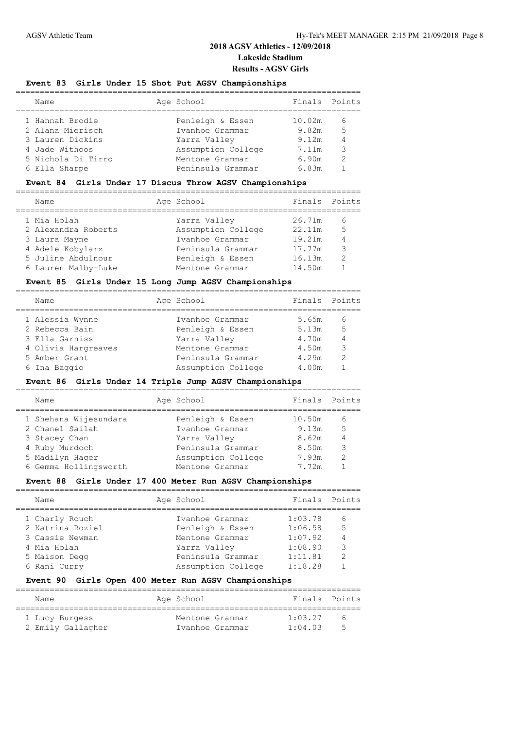# 2018 AGSV Athletics - 12/09/2018

## Lakeside Stadium

## Results - AGSV Girls

### Event 83 Girls Under 15 Shot Put AGSV Championships

| Name | Age | School | Finals | Points |
|---|---|---|---|---|
| 1 Hannah Brodie | | Penleigh & Essen | 10.02m | 6 |
| 2 Alana Mierisch | | Ivanhoe Grammar | 9.82m | 5 |
| 3 Lauren Dickins | | Yarra Valley | 9.12m | 4 |
| 4 Jade Withoos | | Assumption College | 7.11m | 3 |
| 5 Nichola Di Tirro | | Mentone Grammar | 6.90m | 2 |
| 6 Ella Sharpe | | Peninsula Grammar | 6.83m | 1 |

### Event 84 Girls Under 17 Discus Throw AGSV Championships

| Name | Age | School | Finals | Points |
|---|---|---|---|---|
| 1 Mia Holah | | Yarra Valley | 26.71m | 6 |
| 2 Alexandra Roberts | | Assumption College | 22.11m | 5 |
| 3 Laura Mayne | | Ivanhoe Grammar | 19.21m | 4 |
| 4 Adele Kobylarz | | Peninsula Grammar | 17.77m | 3 |
| 5 Juline Abdulnour | | Penleigh & Essen | 16.13m | 2 |
| 6 Lauren Malby-Luke | | Mentone Grammar | 14.50m | 1 |

### Event 85 Girls Under 15 Long Jump AGSV Championships

| Name | Age | School | Finals | Points |
|---|---|---|---|---|
| 1 Alessia Wynne | | Ivanhoe Grammar | 5.65m | 6 |
| 2 Rebecca Bain | | Penleigh & Essen | 5.13m | 5 |
| 3 Ella Garniss | | Yarra Valley | 4.70m | 4 |
| 4 Olivia Hargreaves | | Mentone Grammar | 4.50m | 3 |
| 5 Amber Grant | | Peninsula Grammar | 4.29m | 2 |
| 6 Ina Baggio | | Assumption College | 4.00m | 1 |

### Event 86 Girls Under 14 Triple Jump AGSV Championships

| Name | Age | School | Finals | Points |
|---|---|---|---|---|
| 1 Shehana Wijesundara | | Penleigh & Essen | 10.50m | 6 |
| 2 Chanel Sailah | | Ivanhoe Grammar | 9.13m | 5 |
| 3 Stacey Chan | | Yarra Valley | 8.62m | 4 |
| 4 Ruby Murdoch | | Peninsula Grammar | 8.50m | 3 |
| 5 Madilyn Hager | | Assumption College | 7.93m | 2 |
| 6 Gemma Hollingsworth | | Mentone Grammar | 7.72m | 1 |

### Event 88 Girls Under 17 400 Meter Run AGSV Championships

| Name | Age | School | Finals | Points |
|---|---|---|---|---|
| 1 Charly Rouch | | Ivanhoe Grammar | 1:03.78 | 6 |
| 2 Katrina Roziel | | Penleigh & Essen | 1:06.58 | 5 |
| 3 Cassie Newman | | Mentone Grammar | 1:07.92 | 4 |
| 4 Mia Holah | | Yarra Valley | 1:08.90 | 3 |
| 5 Maison Degg | | Peninsula Grammar | 1:11.81 | 2 |
| 6 Rani Curry | | Assumption College | 1:18.28 | 1 |

### Event 90 Girls Open 400 Meter Run AGSV Championships

| Name | Age | School | Finals | Points |
|---|---|---|---|---|
| 1 Lucy Burgess | | Mentone Grammar | 1:03.27 | 6 |
| 2 Emily Gallagher | | Ivanhoe Grammar | 1:04.03 | 5 |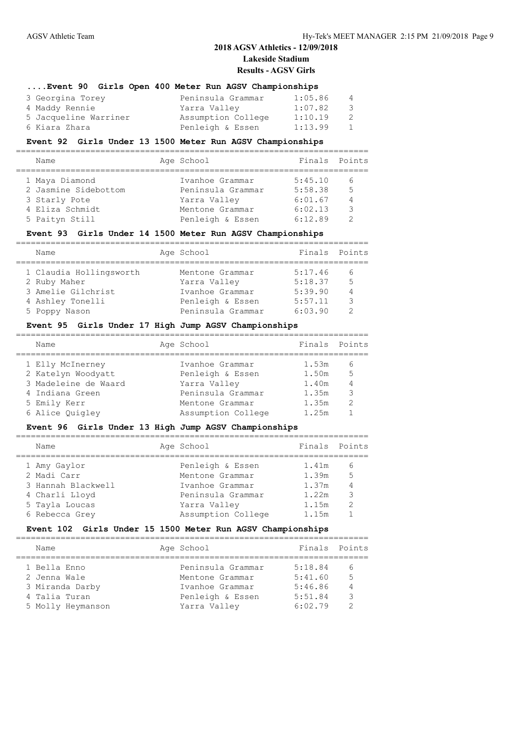# 2018 AGSV Athletics - 12/09/2018

**Lakeside Stadium**

**Results - AGSV Girls**

### ....Event 90 Girls Open 400 Meter Run AGSV Championships

| Name | Age | School | Finals | Points |
|---|---|---|---|---|
| 3 Georgina Torey | | Peninsula Grammar | 1:05.86 | 4 |
| 4 Maddy Rennie | | Yarra Valley | 1:07.82 | 3 |
| 5 Jacqueline Warriner | | Assumption College | 1:10.19 | 2 |
| 6 Kiara Zhara | | Penleigh & Essen | 1:13.99 | 1 |

### Event 92 Girls Under 13 1500 Meter Run AGSV Championships

| Name | Age | School | Finals | Points |
|---|---|---|---|---|
| 1 Maya Diamond | | Ivanhoe Grammar | 5:45.10 | 6 |
| 2 Jasmine Sidebottom | | Peninsula Grammar | 5:58.38 | 5 |
| 3 Starly Pote | | Yarra Valley | 6:01.67 | 4 |
| 4 Eliza Schmidt | | Mentone Grammar | 6:02.13 | 3 |
| 5 Paityn Still | | Penleigh & Essen | 6:12.89 | 2 |

### Event 93 Girls Under 14 1500 Meter Run AGSV Championships

| Name | Age | School | Finals | Points |
|---|---|---|---|---|
| 1 Claudia Hollingsworth | | Mentone Grammar | 5:17.46 | 6 |
| 2 Ruby Maher | | Yarra Valley | 5:18.37 | 5 |
| 3 Amelie Gilchrist | | Ivanhoe Grammar | 5:39.90 | 4 |
| 4 Ashley Tonelli | | Penleigh & Essen | 5:57.11 | 3 |
| 5 Poppy Nason | | Peninsula Grammar | 6:03.90 | 2 |

### Event 95 Girls Under 17 High Jump AGSV Championships

| Name | Age | School | Finals | Points |
|---|---|---|---|---|
| 1 Elly McInerney | | Ivanhoe Grammar | 1.53m | 6 |
| 2 Katelyn Woodyatt | | Penleigh & Essen | 1.50m | 5 |
| 3 Madeleine de Waard | | Yarra Valley | 1.40m | 4 |
| 4 Indiana Green | | Peninsula Grammar | 1.35m | 3 |
| 5 Emily Kerr | | Mentone Grammar | 1.35m | 2 |
| 6 Alice Quigley | | Assumption College | 1.25m | 1 |

### Event 96 Girls Under 13 High Jump AGSV Championships

| Name | Age | School | Finals | Points |
|---|---|---|---|---|
| 1 Amy Gaylor | | Penleigh & Essen | 1.41m | 6 |
| 2 Madi Carr | | Mentone Grammar | 1.39m | 5 |
| 3 Hannah Blackwell | | Ivanhoe Grammar | 1.37m | 4 |
| 4 Charli Lloyd | | Peninsula Grammar | 1.22m | 3 |
| 5 Tayla Loucas | | Yarra Valley | 1.15m | 2 |
| 6 Rebecca Grey | | Assumption College | 1.15m | 1 |

### Event 102 Girls Under 15 1500 Meter Run AGSV Championships

| Name | Age | School | Finals | Points |
|---|---|---|---|---|
| 1 Bella Enno | | Peninsula Grammar | 5:18.84 | 6 |
| 2 Jenna Wale | | Mentone Grammar | 5:41.60 | 5 |
| 3 Miranda Darby | | Ivanhoe Grammar | 5:46.86 | 4 |
| 4 Talia Turan | | Penleigh & Essen | 5:51.84 | 3 |
| 5 Molly Heymanson | | Yarra Valley | 6:02.79 | 2 |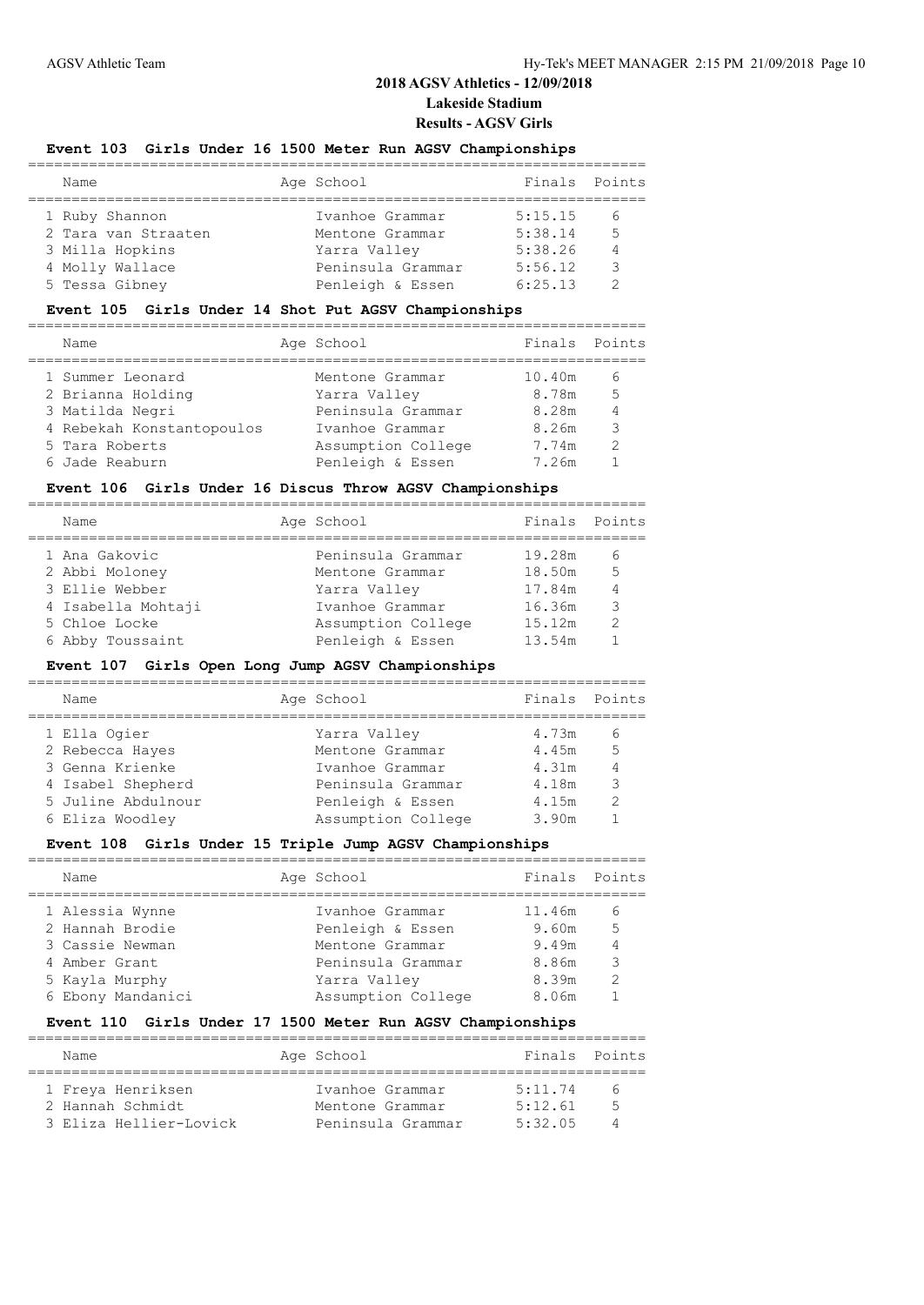# 2018 AGSV Athletics - 12/09/2018

## Lakeside Stadium

## Results - AGSV Girls

### Event 103 Girls Under 16 1500 Meter Run AGSV Championships

| | Name | Age | School | Finals | Points |
|---|---|---|---|---|---|
| 1 | Ruby Shannon | | Ivanhoe Grammar | 5:15.15 | 6 |
| 2 | Tara van Straaten | | Mentone Grammar | 5:38.14 | 5 |
| 3 | Milla Hopkins | | Yarra Valley | 5:38.26 | 4 |
| 4 | Molly Wallace | | Peninsula Grammar | 5:56.12 | 3 |
| 5 | Tessa Gibney | | Penleigh & Essen | 6:25.13 | 2 |

### Event 105 Girls Under 14 Shot Put AGSV Championships

| | Name | Age | School | Finals | Points |
|---|---|---|---|---|---|
| 1 | Summer Leonard | | Mentone Grammar | 10.40m | 6 |
| 2 | Brianna Holding | | Yarra Valley | 8.78m | 5 |
| 3 | Matilda Negri | | Peninsula Grammar | 8.28m | 4 |
| 4 | Rebekah Konstantopoulos | | Ivanhoe Grammar | 8.26m | 3 |
| 5 | Tara Roberts | | Assumption College | 7.74m | 2 |
| 6 | Jade Reaburn | | Penleigh & Essen | 7.26m | 1 |

### Event 106 Girls Under 16 Discus Throw AGSV Championships

| | Name | Age | School | Finals | Points |
|---|---|---|---|---|---|
| 1 | Ana Gakovic | | Peninsula Grammar | 19.28m | 6 |
| 2 | Abbi Moloney | | Mentone Grammar | 18.50m | 5 |
| 3 | Ellie Webber | | Yarra Valley | 17.84m | 4 |
| 4 | Isabella Mohtaji | | Ivanhoe Grammar | 16.36m | 3 |
| 5 | Chloe Locke | | Assumption College | 15.12m | 2 |
| 6 | Abby Toussaint | | Penleigh & Essen | 13.54m | 1 |

### Event 107 Girls Open Long Jump AGSV Championships

| | Name | Age | School | Finals | Points |
|---|---|---|---|---|---|
| 1 | Ella Ogier | | Yarra Valley | 4.73m | 6 |
| 2 | Rebecca Hayes | | Mentone Grammar | 4.45m | 5 |
| 3 | Genna Krienke | | Ivanhoe Grammar | 4.31m | 4 |
| 4 | Isabel Shepherd | | Peninsula Grammar | 4.18m | 3 |
| 5 | Juline Abdulnour | | Penleigh & Essen | 4.15m | 2 |
| 6 | Eliza Woodley | | Assumption College | 3.90m | 1 |

### Event 108 Girls Under 15 Triple Jump AGSV Championships

| | Name | Age | School | Finals | Points |
|---|---|---|---|---|---|
| 1 | Alessia Wynne | | Ivanhoe Grammar | 11.46m | 6 |
| 2 | Hannah Brodie | | Penleigh & Essen | 9.60m | 5 |
| 3 | Cassie Newman | | Mentone Grammar | 9.49m | 4 |
| 4 | Amber Grant | | Peninsula Grammar | 8.86m | 3 |
| 5 | Kayla Murphy | | Yarra Valley | 8.39m | 2 |
| 6 | Ebony Mandanici | | Assumption College | 8.06m | 1 |

### Event 110 Girls Under 17 1500 Meter Run AGSV Championships

| | Name | Age | School | Finals | Points |
|---|---|---|---|---|---|
| 1 | Freya Henriksen | | Ivanhoe Grammar | 5:11.74 | 6 |
| 2 | Hannah Schmidt | | Mentone Grammar | 5:12.61 | 5 |
| 3 | Eliza Hellier-Lovick | | Peninsula Grammar | 5:32.05 | 4 |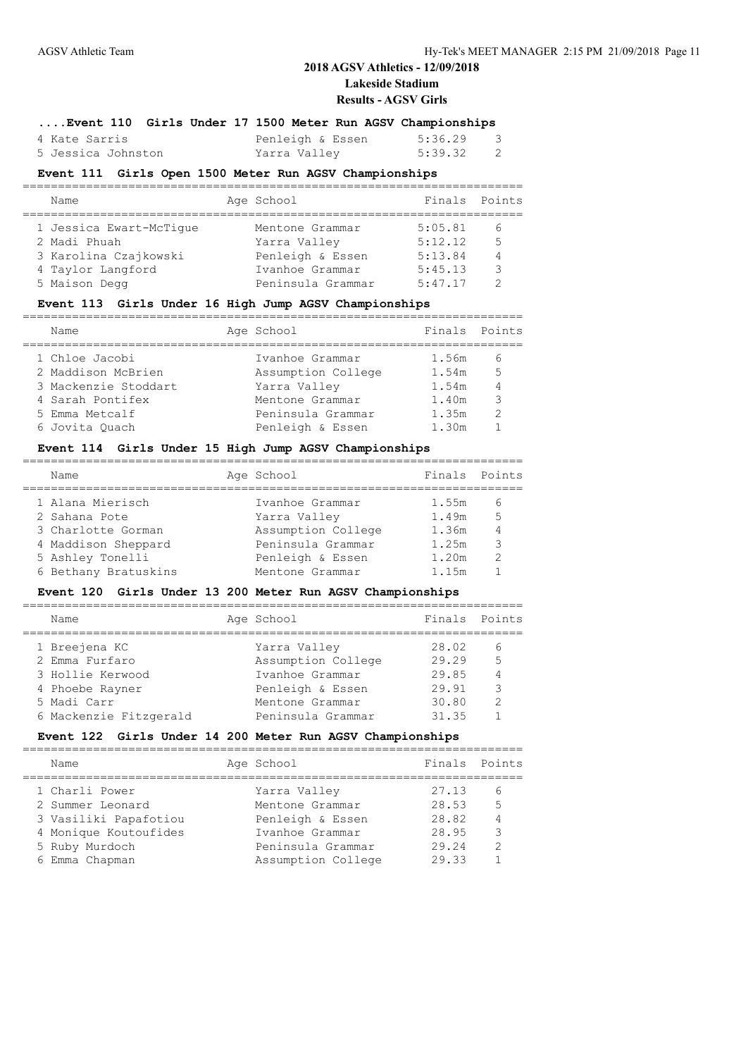# 2018 AGSV Athletics - 12/09/2018

## Lakeside Stadium

## Results - AGSV Girls

### ....Event 110 Girls Under 17 1500 Meter Run AGSV Championships

| Name | Age | School | Finals | Points |
|---|---|---|---|---|
| 4 Kate Sarris | | Penleigh & Essen | 5:36.29 | 3 |
| 5 Jessica Johnston | | Yarra Valley | 5:39.32 | 2 |

### Event 111 Girls Open 1500 Meter Run AGSV Championships

| Name | Age | School | Finals | Points |
|---|---|---|---|---|
| 1 Jessica Ewart-McTigue | | Mentone Grammar | 5:05.81 | 6 |
| 2 Madi Phuah | | Yarra Valley | 5:12.12 | 5 |
| 3 Karolina Czajkowski | | Penleigh & Essen | 5:13.84 | 4 |
| 4 Taylor Langford | | Ivanhoe Grammar | 5:45.13 | 3 |
| 5 Maison Degg | | Peninsula Grammar | 5:47.17 | 2 |

### Event 113 Girls Under 16 High Jump AGSV Championships

| Name | Age | School | Finals | Points |
|---|---|---|---|---|
| 1 Chloe Jacobi | | Ivanhoe Grammar | 1.56m | 6 |
| 2 Maddison McBrien | | Assumption College | 1.54m | 5 |
| 3 Mackenzie Stoddart | | Yarra Valley | 1.54m | 4 |
| 4 Sarah Pontifex | | Mentone Grammar | 1.40m | 3 |
| 5 Emma Metcalf | | Peninsula Grammar | 1.35m | 2 |
| 6 Jovita Quach | | Penleigh & Essen | 1.30m | 1 |

### Event 114 Girls Under 15 High Jump AGSV Championships

| Name | Age | School | Finals | Points |
|---|---|---|---|---|
| 1 Alana Mierisch | | Ivanhoe Grammar | 1.55m | 6 |
| 2 Sahana Pote | | Yarra Valley | 1.49m | 5 |
| 3 Charlotte Gorman | | Assumption College | 1.36m | 4 |
| 4 Maddison Sheppard | | Peninsula Grammar | 1.25m | 3 |
| 5 Ashley Tonelli | | Penleigh & Essen | 1.20m | 2 |
| 6 Bethany Bratuskins | | Mentone Grammar | 1.15m | 1 |

### Event 120 Girls Under 13 200 Meter Run AGSV Championships

| Name | Age | School | Finals | Points |
|---|---|---|---|---|
| 1 Breejena KC | | Yarra Valley | 28.02 | 6 |
| 2 Emma Furfaro | | Assumption College | 29.29 | 5 |
| 3 Hollie Kerwood | | Ivanhoe Grammar | 29.85 | 4 |
| 4 Phoebe Rayner | | Penleigh & Essen | 29.91 | 3 |
| 5 Madi Carr | | Mentone Grammar | 30.80 | 2 |
| 6 Mackenzie Fitzgerald | | Peninsula Grammar | 31.35 | 1 |

### Event 122 Girls Under 14 200 Meter Run AGSV Championships

| Name | Age | School | Finals | Points |
|---|---|---|---|---|
| 1 Charli Power | | Yarra Valley | 27.13 | 6 |
| 2 Summer Leonard | | Mentone Grammar | 28.53 | 5 |
| 3 Vasiliki Papafotiou | | Penleigh & Essen | 28.82 | 4 |
| 4 Monique Koutoufides | | Ivanhoe Grammar | 28.95 | 3 |
| 5 Ruby Murdoch | | Peninsula Grammar | 29.24 | 2 |
| 6 Emma Chapman | | Assumption College | 29.33 | 1 |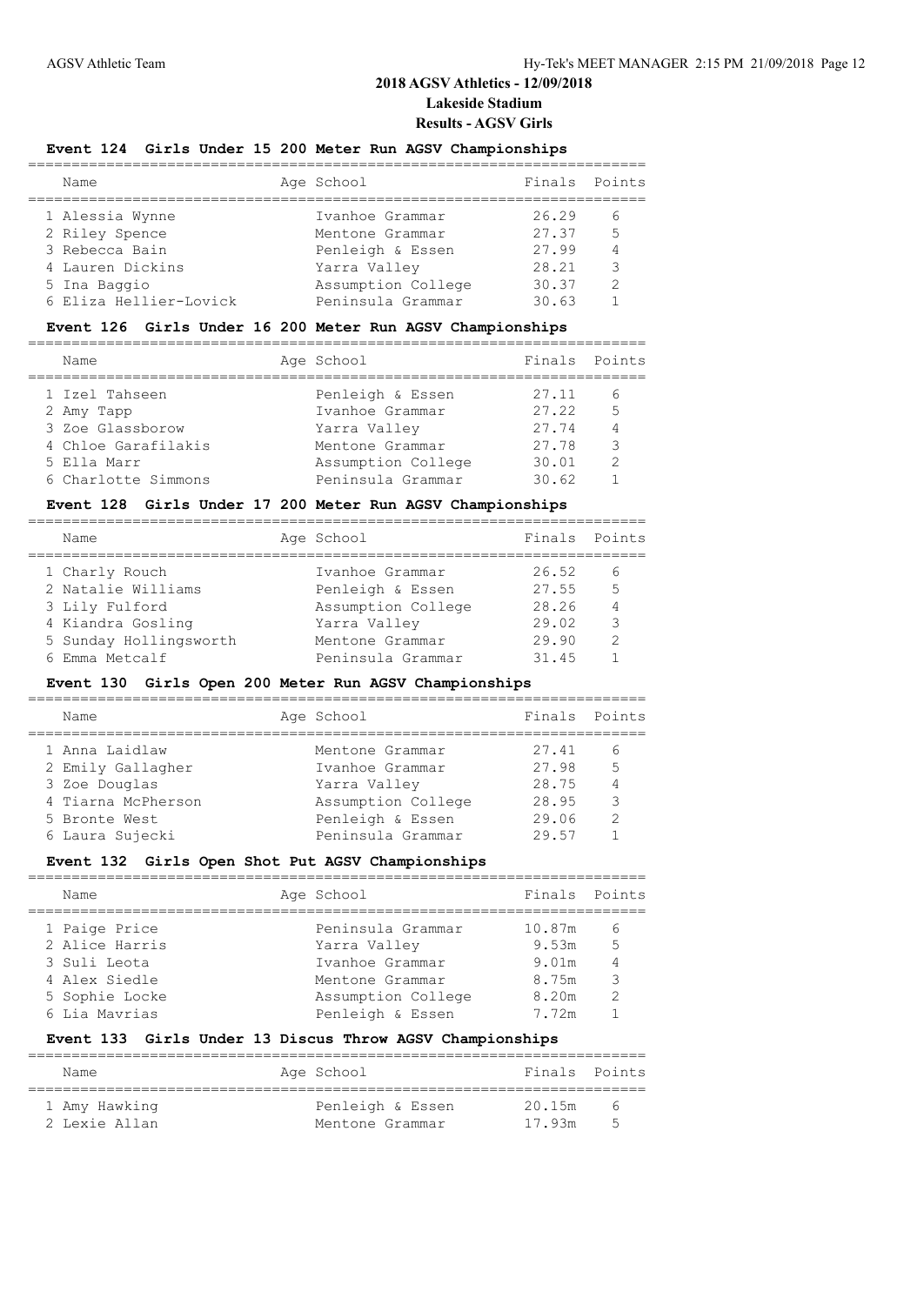# 2018 AGSV Athletics - 12/09/2018

## Lakeside Stadium

## Results - AGSV Girls

### Event 124 Girls Under 15 200 Meter Run AGSV Championships

| Name | Age | School | Finals | Points |
|---|---|---|---|---|
| 1 Alessia Wynne | | Ivanhoe Grammar | 26.29 | 6 |
| 2 Riley Spence | | Mentone Grammar | 27.37 | 5 |
| 3 Rebecca Bain | | Penleigh & Essen | 27.99 | 4 |
| 4 Lauren Dickins | | Yarra Valley | 28.21 | 3 |
| 5 Ina Baggio | | Assumption College | 30.37 | 2 |
| 6 Eliza Hellier-Lovick | | Peninsula Grammar | 30.63 | 1 |

### Event 126 Girls Under 16 200 Meter Run AGSV Championships

| Name | Age | School | Finals | Points |
|---|---|---|---|---|
| 1 Izel Tahseen | | Penleigh & Essen | 27.11 | 6 |
| 2 Amy Tapp | | Ivanhoe Grammar | 27.22 | 5 |
| 3 Zoe Glassborow | | Yarra Valley | 27.74 | 4 |
| 4 Chloe Garafilakis | | Mentone Grammar | 27.78 | 3 |
| 5 Ella Marr | | Assumption College | 30.01 | 2 |
| 6 Charlotte Simmons | | Peninsula Grammar | 30.62 | 1 |

### Event 128 Girls Under 17 200 Meter Run AGSV Championships

| Name | Age | School | Finals | Points |
|---|---|---|---|---|
| 1 Charly Rouch | | Ivanhoe Grammar | 26.52 | 6 |
| 2 Natalie Williams | | Penleigh & Essen | 27.55 | 5 |
| 3 Lily Fulford | | Assumption College | 28.26 | 4 |
| 4 Kiandra Gosling | | Yarra Valley | 29.02 | 3 |
| 5 Sunday Hollingsworth | | Mentone Grammar | 29.90 | 2 |
| 6 Emma Metcalf | | Peninsula Grammar | 31.45 | 1 |

### Event 130 Girls Open 200 Meter Run AGSV Championships

| Name | Age | School | Finals | Points |
|---|---|---|---|---|
| 1 Anna Laidlaw | | Mentone Grammar | 27.41 | 6 |
| 2 Emily Gallagher | | Ivanhoe Grammar | 27.98 | 5 |
| 3 Zoe Douglas | | Yarra Valley | 28.75 | 4 |
| 4 Tiarna McPherson | | Assumption College | 28.95 | 3 |
| 5 Bronte West | | Penleigh & Essen | 29.06 | 2 |
| 6 Laura Sujecki | | Peninsula Grammar | 29.57 | 1 |

### Event 132 Girls Open Shot Put AGSV Championships

| Name | Age | School | Finals | Points |
|---|---|---|---|---|
| 1 Paige Price | | Peninsula Grammar | 10.87m | 6 |
| 2 Alice Harris | | Yarra Valley | 9.53m | 5 |
| 3 Suli Leota | | Ivanhoe Grammar | 9.01m | 4 |
| 4 Alex Siedle | | Mentone Grammar | 8.75m | 3 |
| 5 Sophie Locke | | Assumption College | 8.20m | 2 |
| 6 Lia Mavrias | | Penleigh & Essen | 7.72m | 1 |

### Event 133 Girls Under 13 Discus Throw AGSV Championships

| Name | Age | School | Finals | Points |
|---|---|---|---|---|
| 1 Amy Hawking | | Penleigh & Essen | 20.15m | 6 |
| 2 Lexie Allan | | Mentone Grammar | 17.93m | 5 |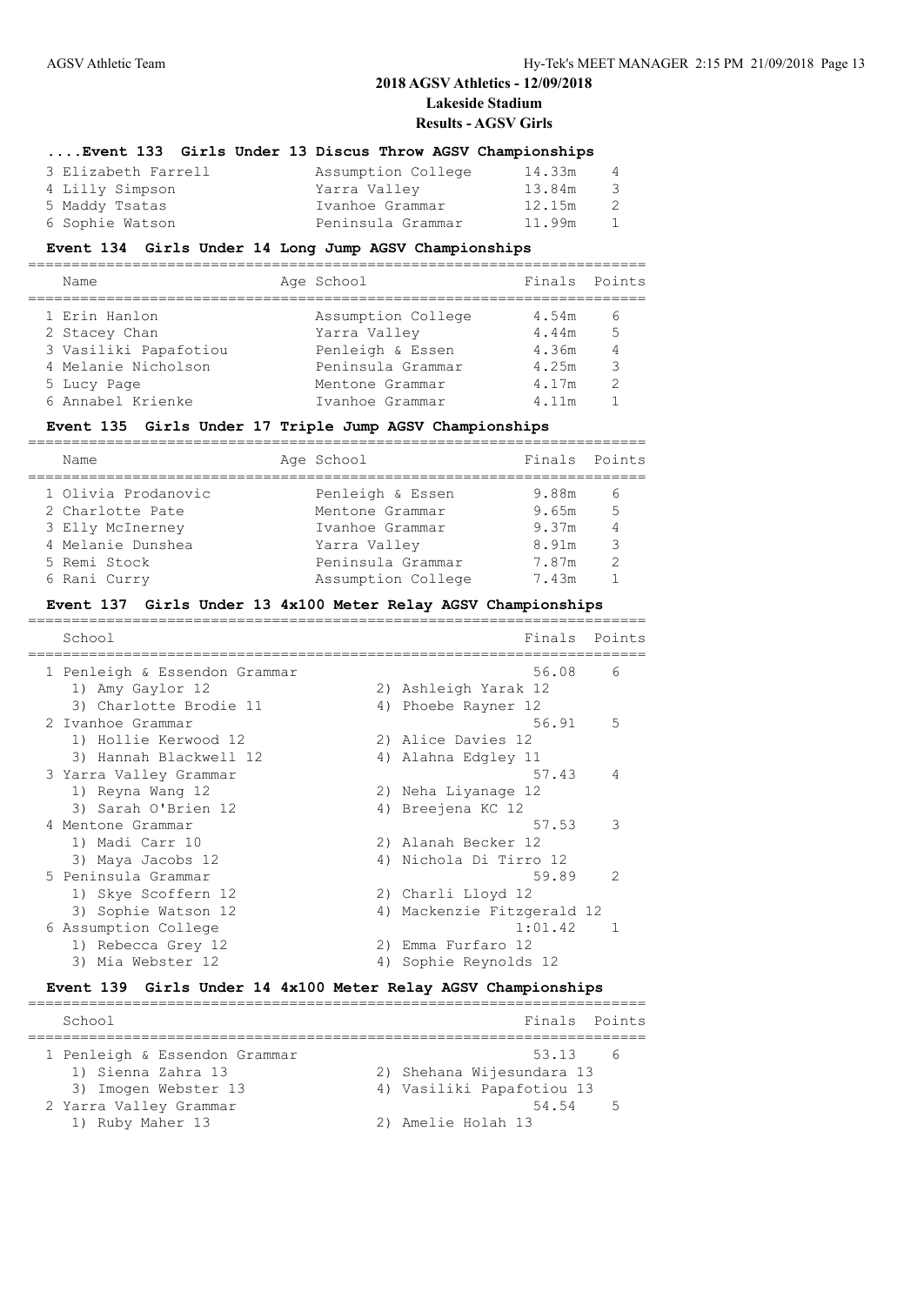## 2018 AGSV Athletics - 12/09/2018

### Lakeside Stadium

### Results - AGSV Girls

#### ....Event 133 Girls Under 13 Discus Throw AGSV Championships

| Name | Age | School | Finals | Points |
|---|---|---|---|---|
| 3 Elizabeth Farrell | | Assumption College | 14.33m | 4 |
| 4 Lilly Simpson | | Yarra Valley | 13.84m | 3 |
| 5 Maddy Tsatas | | Ivanhoe Grammar | 12.15m | 2 |
| 6 Sophie Watson | | Peninsula Grammar | 11.99m | 1 |

#### Event 134 Girls Under 14 Long Jump AGSV Championships

| Name | Age | School | Finals | Points |
|---|---|---|---|---|
| 1 Erin Hanlon | | Assumption College | 4.54m | 6 |
| 2 Stacey Chan | | Yarra Valley | 4.44m | 5 |
| 3 Vasiliki Papafotiou | | Penleigh & Essen | 4.36m | 4 |
| 4 Melanie Nicholson | | Peninsula Grammar | 4.25m | 3 |
| 5 Lucy Page | | Mentone Grammar | 4.17m | 2 |
| 6 Annabel Krienke | | Ivanhoe Grammar | 4.11m | 1 |

#### Event 135 Girls Under 17 Triple Jump AGSV Championships

| Name | Age | School | Finals | Points |
|---|---|---|---|---|
| 1 Olivia Prodanovic | | Penleigh & Essen | 9.88m | 6 |
| 2 Charlotte Pate | | Mentone Grammar | 9.65m | 5 |
| 3 Elly McInerney | | Ivanhoe Grammar | 9.37m | 4 |
| 4 Melanie Dunshea | | Yarra Valley | 8.91m | 3 |
| 5 Remi Stock | | Peninsula Grammar | 7.87m | 2 |
| 6 Rani Curry | | Assumption College | 7.43m | 1 |

#### Event 137 Girls Under 13 4x100 Meter Relay AGSV Championships

| School | Finals | Points |
|---|---|---|
| 1 Penleigh & Essendon Grammar | 56.08 | 6 |
| 1) Amy Gaylor 12; 2) Ashleigh Yarak 12; 3) Charlotte Brodie 11; 4) Phoebe Rayner 12 | | |
| 2 Ivanhoe Grammar | 56.91 | 5 |
| 1) Hollie Kerwood 12; 2) Alice Davies 12; 3) Hannah Blackwell 12; 4) Alahna Edgley 11 | | |
| 3 Yarra Valley Grammar | 57.43 | 4 |
| 1) Reyna Wang 12; 2) Neha Liyanage 12; 3) Sarah O'Brien 12; 4) Breejena KC 12 | | |
| 4 Mentone Grammar | 57.53 | 3 |
| 1) Madi Carr 10; 2) Alanah Becker 12; 3) Maya Jacobs 12; 4) Nichola Di Tirro 12 | | |
| 5 Peninsula Grammar | 59.89 | 2 |
| 1) Skye Scoffern 12; 2) Charli Lloyd 12; 3) Sophie Watson 12; 4) Mackenzie Fitzgerald 12 | | |
| 6 Assumption College | 1:01.42 | 1 |
| 1) Rebecca Grey 12; 2) Emma Furfaro 12; 3) Mia Webster 12; 4) Sophie Reynolds 12 | | |

#### Event 139 Girls Under 14 4x100 Meter Relay AGSV Championships

| School | Finals | Points |
|---|---|---|
| 1 Penleigh & Essendon Grammar | 53.13 | 6 |
| 1) Sienna Zahra 13; 2) Shehana Wijesundara 13; 3) Imogen Webster 13; 4) Vasiliki Papafotiou 13 | | |
| 2 Yarra Valley Grammar | 54.54 | 5 |
| 1) Ruby Maher 13; 2) Amelie Holah 13 | | |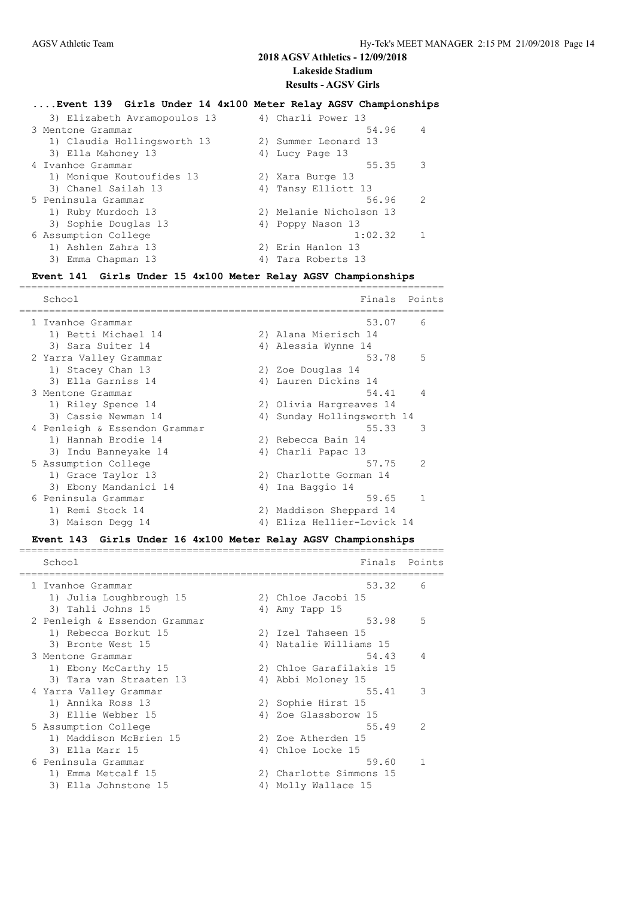# 2018 AGSV Athletics - 12/09/2018

## Lakeside Stadium

## Results - AGSV Girls

### ....Event 139 Girls Under 14 4x100 Meter Relay AGSV Championships

| School | Finals | Points |
|---|---|---|
| 3) Elizabeth Avramopoulos 13 · 4) Charli Power 13 | | |
| 3 Mentone Grammar | 54.96 | 4 |
| 1) Claudia Hollingsworth 13 · 2) Summer Leonard 13 · 3) Ella Mahoney 13 · 4) Lucy Page 13 | | |
| 4 Ivanhoe Grammar | 55.35 | 3 |
| 1) Monique Koutoufides 13 · 2) Xara Burge 13 · 3) Chanel Sailah 13 · 4) Tansy Elliott 13 | | |
| 5 Peninsula Grammar | 56.96 | 2 |
| 1) Ruby Murdoch 13 · 2) Melanie Nicholson 13 · 3) Sophie Douglas 13 · 4) Poppy Nason 13 | | |
| 6 Assumption College | 1:02.32 | 1 |
| 1) Ashlen Zahra 13 · 2) Erin Hanlon 13 · 3) Emma Chapman 13 · 4) Tara Roberts 13 | | |

### Event 141 Girls Under 15 4x100 Meter Relay AGSV Championships

| School | Finals | Points |
|---|---|---|
| 1 Ivanhoe Grammar | 53.07 | 6 |
| 1) Betti Michael 14 · 2) Alana Mierisch 14 · 3) Sara Suiter 14 · 4) Alessia Wynne 14 | | |
| 2 Yarra Valley Grammar | 53.78 | 5 |
| 1) Stacey Chan 13 · 2) Zoe Douglas 14 · 3) Ella Garniss 14 · 4) Lauren Dickins 14 | | |
| 3 Mentone Grammar | 54.41 | 4 |
| 1) Riley Spence 14 · 2) Olivia Hargreaves 14 · 3) Cassie Newman 14 · 4) Sunday Hollingsworth 14 | | |
| 4 Penleigh & Essendon Grammar | 55.33 | 3 |
| 1) Hannah Brodie 14 · 2) Rebecca Bain 14 · 3) Indu Banneyake 14 · 4) Charli Papac 13 | | |
| 5 Assumption College | 57.75 | 2 |
| 1) Grace Taylor 13 · 2) Charlotte Gorman 14 · 3) Ebony Mandanici 14 · 4) Ina Baggio 14 | | |
| 6 Peninsula Grammar | 59.65 | 1 |
| 1) Remi Stock 14 · 2) Maddison Sheppard 14 · 3) Maison Degg 14 · 4) Eliza Hellier-Lovick 14 | | |

### Event 143 Girls Under 16 4x100 Meter Relay AGSV Championships

| School | Finals | Points |
|---|---|---|
| 1 Ivanhoe Grammar | 53.32 | 6 |
| 1) Julia Loughbrough 15 · 2) Chloe Jacobi 15 · 3) Tahli Johns 15 · 4) Amy Tapp 15 | | |
| 2 Penleigh & Essendon Grammar | 53.98 | 5 |
| 1) Rebecca Borkut 15 · 2) Izel Tahseen 15 · 3) Bronte West 15 · 4) Natalie Williams 15 | | |
| 3 Mentone Grammar | 54.43 | 4 |
| 1) Ebony McCarthy 15 · 2) Chloe Garafilakis 15 · 3) Tara van Straaten 13 · 4) Abbi Moloney 15 | | |
| 4 Yarra Valley Grammar | 55.41 | 3 |
| 1) Annika Ross 13 · 2) Sophie Hirst 15 · 3) Ellie Webber 15 · 4) Zoe Glassborow 15 | | |
| 5 Assumption College | 55.49 | 2 |
| 1) Maddison McBrien 15 · 2) Zoe Atherden 15 · 3) Ella Marr 15 · 4) Chloe Locke 15 | | |
| 6 Peninsula Grammar | 59.60 | 1 |
| 1) Emma Metcalf 15 · 2) Charlotte Simmons 15 · 3) Ella Johnstone 15 · 4) Molly Wallace 15 | | |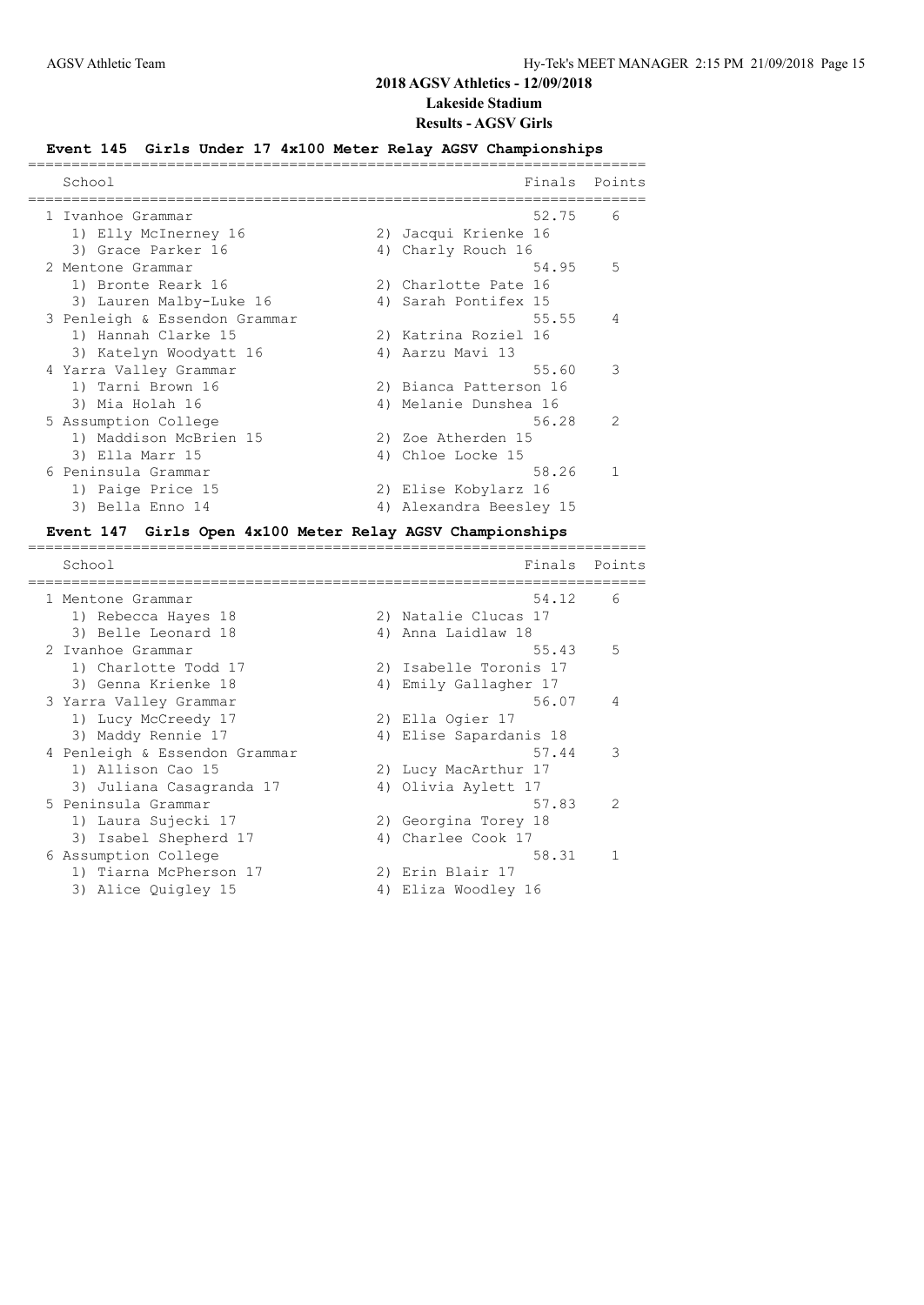# 2018 AGSV Athletics - 12/09/2018

## Lakeside Stadium

## Results - AGSV Girls

### Event 145 Girls Under 17 4x100 Meter Relay AGSV Championships

| School | | Finals | Points |
| --- | --- | --- | --- |
| 1 Ivanhoe Grammar | | 52.75 | 6 |
| 1) Elly McInerney 16 | 2) Jacqui Krienke 16 | | |
| 3) Grace Parker 16 | 4) Charly Rouch 16 | | |
| 2 Mentone Grammar | | 54.95 | 5 |
| 1) Bronte Reark 16 | 2) Charlotte Pate 16 | | |
| 3) Lauren Malby-Luke 16 | 4) Sarah Pontifex 15 | | |
| 3 Penleigh & Essendon Grammar | | 55.55 | 4 |
| 1) Hannah Clarke 15 | 2) Katrina Roziel 16 | | |
| 3) Katelyn Woodyatt 16 | 4) Aarzu Mavi 13 | | |
| 4 Yarra Valley Grammar | | 55.60 | 3 |
| 1) Tarni Brown 16 | 2) Bianca Patterson 16 | | |
| 3) Mia Holah 16 | 4) Melanie Dunshea 16 | | |
| 5 Assumption College | | 56.28 | 2 |
| 1) Maddison McBrien 15 | 2) Zoe Atherden 15 | | |
| 3) Ella Marr 15 | 4) Chloe Locke 15 | | |
| 6 Peninsula Grammar | | 58.26 | 1 |
| 1) Paige Price 15 | 2) Elise Kobylarz 16 | | |
| 3) Bella Enno 14 | 4) Alexandra Beesley 15 | | |

### Event 147 Girls Open 4x100 Meter Relay AGSV Championships

| School | | Finals | Points |
| --- | --- | --- | --- |
| 1 Mentone Grammar | | 54.12 | 6 |
| 1) Rebecca Hayes 18 | 2) Natalie Clucas 17 | | |
| 3) Belle Leonard 18 | 4) Anna Laidlaw 18 | | |
| 2 Ivanhoe Grammar | | 55.43 | 5 |
| 1) Charlotte Todd 17 | 2) Isabelle Toronis 17 | | |
| 3) Genna Krienke 18 | 4) Emily Gallagher 17 | | |
| 3 Yarra Valley Grammar | | 56.07 | 4 |
| 1) Lucy McCreedy 17 | 2) Ella Ogier 17 | | |
| 3) Maddy Rennie 17 | 4) Elise Sapardanis 18 | | |
| 4 Penleigh & Essendon Grammar | | 57.44 | 3 |
| 1) Allison Cao 15 | 2) Lucy MacArthur 17 | | |
| 3) Juliana Casagranda 17 | 4) Olivia Aylett 17 | | |
| 5 Peninsula Grammar | | 57.83 | 2 |
| 1) Laura Sujecki 17 | 2) Georgina Torey 18 | | |
| 3) Isabel Shepherd 17 | 4) Charlee Cook 17 | | |
| 6 Assumption College | | 58.31 | 1 |
| 1) Tiarna McPherson 17 | 2) Erin Blair 17 | | |
| 3) Alice Quigley 15 | 4) Eliza Woodley 16 | | |